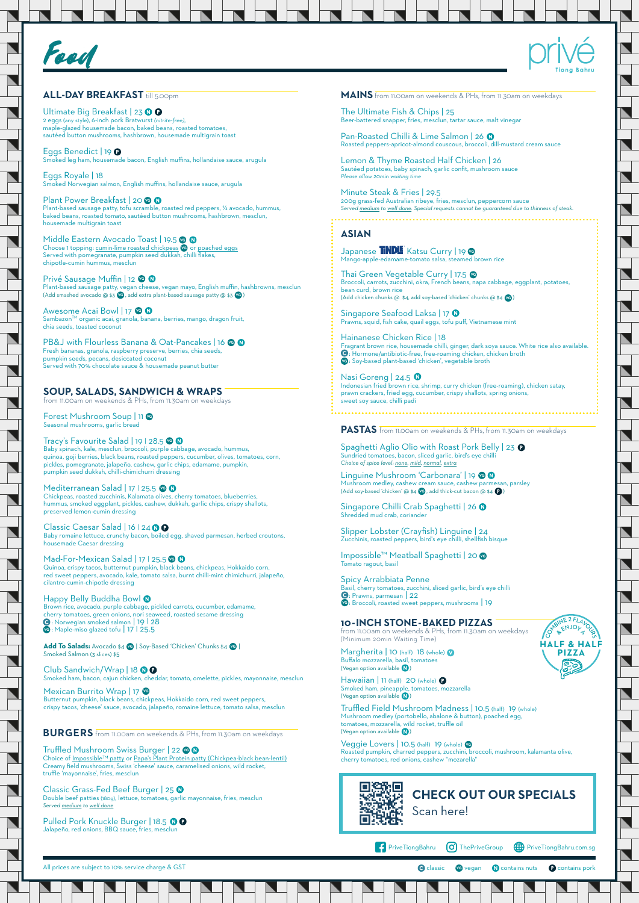# Food

privé
Tiong Bahru

## ALL-DAY BREAKFAST till 5.00pm

**Ultimate Big Breakfast | 23** N P
2 eggs (any style), 6-inch pork Bratwurst *(nitrite-free)*, maple-glazed housemade bacon, baked beans, roasted tomatoes, sautéed button mushrooms, hashbrown, housemade multigrain toast

**Eggs Benedict | 19** P
Smoked leg ham, housemade bacon, English muffins, hollandaise sauce, arugula

**Eggs Royale | 18**
Smoked Norwegian salmon, English muffins, hollandaise sauce, arugula

**Plant Power Breakfast | 20** VG N
Plant-based sausage patty, tofu scramble, roasted red peppers, ½ avocado, hummus, baked beans, roasted tomato, sautéed button mushrooms, hashbrown, mesclun, housemade multigrain toast

**Middle Eastern Avocado Toast | 19.5** VG N
Choose 1 topping: cumin-lime roasted chickpeas VG or poached eggs
Served with pomegranate, pumpkin seed dukkah, chilli flakes, chipotle-cumin hummus, mesclun

**Privé Sausage Muffin | 12** VG N
Plant-based sausage patty, vegan cheese, vegan mayo, English muffin, hashbrowns, mesclun
(Add smashed avocado @ $3 VG, add extra plant-based sausage patty @ $3 VG)

**Awesome Acai Bowl | 17** VG N
Sambazon™ organic acai, granola, banana, berries, mango, dragon fruit, chia seeds, toasted coconut

**PB&J with Flourless Banana & Oat-Pancakes | 16** VG N
Fresh bananas, granola, raspberry preserve, berries, chia seeds, pumpkin seeds, pecans, desiccated coconut
Served with 70% chocolate sauce & housemade peanut butter

## SOUP, SALADS, SANDWICH & WRAPS
from 11.00am on weekends & PHs, from 11.30am on weekdays

**Forest Mushroom Soup | 11** VG
Seasonal mushrooms, garlic bread

**Tracy's Favourite Salad | 19 | 28.5** VG N
Baby spinach, kale, mesclun, broccoli, purple cabbage, avocado, hummus, quinoa, goji berries, black beans, roasted peppers, cucumber, olives, tomatoes, corn, pickles, pomegranate, jalapeño, cashew, garlic chips, edamame, pumpkin, pumpkin seed dukkah, chilli-chimichurri dressing

**Mediterranean Salad | 17 | 25.5** VG N
Chickpeas, roasted zucchinis, Kalamata olives, cherry tomatoes, blueberries, hummus, smoked eggplant, pickles, cashew, dukkah, garlic chips, crispy shallots, preserved lemon-cumin dressing

**Classic Caesar Salad | 16 | 24** N P
Baby romaine lettuce, crunchy bacon, boiled egg, shaved parmesan, herbed croutons, housemade Caesar dressing

**Mad-For-Mexican Salad | 17 | 25.5** VG N
Quinoa, crispy tacos, butternut pumpkin, black beans, chickpeas, Hokkaido corn, red sweet peppers, avocado, kale, tomato salsa, burnt chilli-mint chimichurri, jalapeño, cilantro-cumin-chipotle dressing

**Happy Belly Buddha Bowl** N
Brown rice, avocado, purple cabbage, pickled carrots, cucumber, edamame, cherry tomatoes, green onions, nori seaweed, roasted sesame dressing
C : Norwegian smoked salmon | 19 | 28
VG : Maple-miso glazed tofu | 17 | 25.5

**Add To Salads:** Avocado $4 VG | Soy-Based 'Chicken' Chunks $4 VG | Smoked Salmon (3 slices) $5

**Club Sandwich/Wrap | 18** N P
Smoked ham, bacon, cajun chicken, cheddar, tomato, omelette, pickles, mayonnaise, mesclun

**Mexican Burrito Wrap | 17** VG
Butternut pumpkin, black beans, chickpeas, Hokkaido corn, red sweet peppers, crispy tacos, 'cheese' sauce, avocado, jalapeño, romaine lettuce, tomato salsa, mesclun

## BURGERS from 11.00am on weekends & PHs, from 11.30am on weekdays

**Truffled Mushroom Swiss Burger | 22** VG N
Choice of Impossible™ patty or Papa's Plant Protein patty (Chickpea-black bean-lentil)
Creamy field mushrooms, Swiss 'cheese' sauce, caramelised onions, wild rocket, truffle 'mayonnaise', fries, mesclun

**Classic Grass-Fed Beef Burger | 25** N
Double beef patties (180g), lettuce, tomatoes, garlic mayonnaise, fries, mesclun
*Served medium to well done*

**Pulled Pork Knuckle Burger | 18.5** N P
Jalapeño, red onions, BBQ sauce, fries, mesclun

## MAINS from 11.00am on weekends & PHs, from 11.30am on weekdays

**The Ultimate Fish & Chips | 25**
Beer-battered snapper, fries, mesclun, tartar sauce, malt vinegar

**Pan-Roasted Chilli & Lime Salmon | 26** N
Roasted peppers-apricot-almond couscous, broccoli, dill-mustard cream sauce

**Lemon & Thyme Roasted Half Chicken | 26**
Sautéed potatoes, baby spinach, garlic confit, mushroom sauce
*Please allow 20min waiting time*

**Minute Steak & Fries | 29.5**
200g grass-fed Australian ribeye, fries, mesclun, peppercorn sauce
*Served medium to well done. Special requests cannot be guaranteed due to thinness of steak.*

## ASIAN

**Japanese TiNDLE Katsu Curry | 19** VG
Mango-apple-edamame-tomato salsa, steamed brown rice

**Thai Green Vegetable Curry | 17.5** VG
Broccoli, carrots, zucchini, okra, French beans, napa cabbage, eggplant, potatoes, bean curd, brown rice
(Add chicken chunks @ $4, add soy-based 'chicken' chunks @ $4 VG)

**Singapore Seafood Laksa | 17** N
Prawns, squid, fish cake, quail eggs, tofu puff, Vietnamese mint

**Hainanese Chicken Rice | 18**
Fragrant brown rice, housemade chilli, ginger, dark soya sauce. White rice also available.
C : Hormone/antibiotic-free, free-roaming chicken, chicken broth
VG : Soy-based plant-based 'chicken', vegetable broth

**Nasi Goreng | 24.5** N
Indonesian fried brown rice, shrimp, curry chicken (free-roaming), chicken satay, prawn crackers, fried egg, cucumber, crispy shallots, spring onions, sweet soy sauce, chilli padi

## PASTAS from 11.00am on weekends & PHs, from 11.30am on weekdays

**Spaghetti Aglio Olio with Roast Pork Belly | 23** P
Sundried tomatoes, bacon, sliced garlic, bird's eye chilli
*Choice of spice level: none, mild, normal, extra*

**Linguine Mushroom 'Carbonara' | 19** VG N
Mushroom medley, cashew cream sauce, cashew parmesan, parsley
(Add soy-based 'chicken' @ $4 VG, add thick-cut bacon @ $4 P)

**Singapore Chilli Crab Spaghetti | 26** N
Shredded mud crab, coriander

**Slipper Lobster (Crayfish) Linguine | 24**
Zucchinis, roasted peppers, bird's eye chilli, shellfish bisque

**Impossible™ Meatball Spaghetti | 20** VG
Tomato ragout, basil

**Spicy Arrabbiata Penne**
Basil, cherry tomatoes, zucchini, sliced garlic, bird's eye chilli
C : Prawns, parmesan | 22
VG : Broccoli, roasted sweet peppers, mushrooms | 19

## 10-INCH STONE-BAKED PIZZAS
from 11.00am on weekends & PHs, from 11.30am on weekdays
(Minimum 20min Waiting Time)

COMBINE 2 FLAVOURS & ENJOY A HALF & HALF PIZZA

**Margherita | 10** (half) **18** (whole) V
Buffalo mozzarella, basil, tomatoes
(Vegan option available N)

**Hawaiian | 11** (half) **20** (whole) P
Smoked ham, pineapple, tomatoes, mozzarella
(Vegan option available N)

**Truffled Field Mushroom Madness | 10.5** (half) **19** (whole)
Mushroom medley (portobello, abalone & button), poached egg, tomatoes, mozzarella, wild rocket, truffle oil
(Vegan option available N)

**Veggie Lovers | 10.5** (half) **19** (whole) VG
Roasted pumpkin, charred peppers, zucchini, broccoli, mushroom, kalamanta olive, cherry tomatoes, red onions, cashew "mozarella"

**CHECK OUT OUR SPECIALS**
Scan here!

PriveTiongBahru | ThePriveGroup | PriveTiongBahru.com.sg

All prices are subject to 10% service charge & GST

C classic | VG vegan | N contains nuts | P contains pork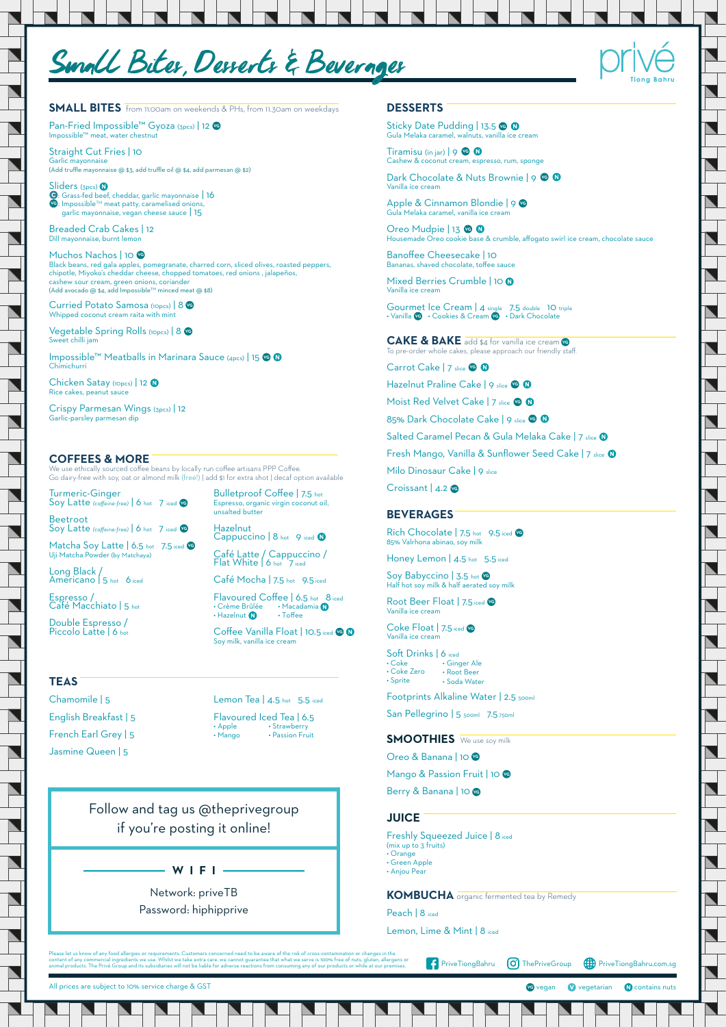# Small Bites, Desserts & Beverages

privé
Tiong Bahru

## SMALL BITES

from 11.00am on weekends & PHs, from 11.30am on weekdays

**Pan-Fried Impossible™ Gyoza** (3pcs) | 12 VG
Impossible™ meat, water chestnut

**Straight Cut Fries** | 10
Garlic mayonnaise
(Add truffle mayonnaise @ $3, add truffle oil @ $4, add parmesan @ $2)

**Sliders** (3pcs) N
C: Grass-fed beef, cheddar, garlic mayonnaise | 16
VG: Impossible™ meat patty, caramelised onions, garlic mayonnaise, vegan cheese sauce | 15

**Breaded Crab Cakes** | 12
Dill mayonnaise, burnt lemon

**Muchos Nachos** | 10 VG
Black beans, red gala apples, pomegranate, charred corn, sliced olives, roasted peppers, chipotle, Miyoko's cheddar cheese, chopped tomatoes, red onions, jalapeños, cashew sour cream, green onions, coriander
(Add avocado @ $4, add Impossible™ minced meat @ $8)

**Curried Potato Samosa** (10pcs) | 8 VG
Whipped coconut cream raita with mint

**Vegetable Spring Rolls** (10pcs) | 8 VG
Sweet chilli jam

**Impossible™ Meatballs in Marinara Sauce** (4pcs) | 15 VG N
Chimichurri

**Chicken Satay** (10pcs) | 12 N
Rice cakes, peanut sauce

**Crispy Parmesan Wings** (3pcs) | 12
Garlic-parsley parmesan dip

## COFFEES & MORE

We use ethically sourced coffee beans by locally run coffee artisans PPP Coffee.
Go dairy-free with soy, oat or almond milk (free!) | add $1 for extra shot | decaf option available

**Turmeric-Ginger Soy Latte** *(caffeine-free)* | 6 hot 7 iced VG

**Beetroot Soy Latte** *(caffeine-free)* | 6 hot 7 iced VG

**Matcha Soy Latte** | 6.5 hot 7.5 iced VG
Uji Matcha Powder (by Matchaya)

**Long Black / Americano** | 5 hot 6 iced

**Espresso / Café Macchiato** | 5 hot

**Double Espresso / Piccolo Latte** | 6 hot

**Bulletproof Coffee** | 7.5 hot
Espresso, organic virgin coconut oil, unsalted butter

**Hazelnut Cappuccino** | 8 hot 9 iced N

**Café Latte / Cappuccino / Flat White** | 6 hot 7 iced

**Café Mocha** | 7.5 hot 9.5 iced

**Flavoured Coffee** | 6.5 hot 8 iced
- Crème Brûlée
- Hazelnut N
- Macadamia N
- Toffee

**Coffee Vanilla Float** | 10.5 iced VG N
Soy milk, vanilla ice cream

## TEAS

- Chamomile | 5
- English Breakfast | 5
- French Earl Grey | 5
- Jasmine Queen | 5

**Lemon Tea** | 4.5 hot 5.5 iced

**Flavoured Iced Tea** | 6.5
- Apple
- Mango
- Strawberry
- Passion Fruit

Follow and tag us @theprivegroup if you're posting it online!

**WIFI**

Network: priveTB
Password: hiphipprive

## DESSERTS

**Sticky Date Pudding** | 13.5 VG N
Gula Melaka caramel, walnuts, vanilla ice cream

**Tiramisu** (in jar) | 9 VG N
Cashew & coconut cream, espresso, rum, sponge

**Dark Chocolate & Nuts Brownie** | 9 VG N
Vanilla ice cream

**Apple & Cinnamon Blondie** | 9 VG
Gula Melaka caramel, vanilla ice cream

**Oreo Mudpie** | 13 VG N
Housemade Oreo cookie base & crumble, affogato swirl ice cream, chocolate sauce

**Banoffee Cheesecake** | 10
Bananas, shaved chocolate, toffee sauce

**Mixed Berries Crumble** | 10 N
Vanilla ice cream

**Gourmet Ice Cream** | 4 single 7.5 double 10 triple
- Vanilla VG
- Cookies & Cream VG
- Dark Chocolate

## CAKE & BAKE

add $4 for vanilla ice cream VG
To pre-order whole cakes, please approach our friendly staff.

- Carrot Cake | 7 slice VG N
- Hazelnut Praline Cake | 9 slice VG N
- Moist Red Velvet Cake | 7 slice VG N
- 85% Dark Chocolate Cake | 9 slice VG N
- Salted Caramel Pecan & Gula Melaka Cake | 7 slice N
- Fresh Mango, Vanilla & Sunflower Seed Cake | 7 slice N
- Milo Dinosaur Cake | 9 slice
- Croissant | 4.2 VG

## BEVERAGES

**Rich Chocolate** | 7.5 hot 9.5 iced VG
85% Valrhona abinao, soy milk

**Honey Lemon** | 4.5 hot 5.5 iced

**Soy Babyccino** | 3.5 hot VG
Half hot soy milk & half aerated soy milk

**Root Beer Float** | 7.5 iced VG
Vanilla ice cream

**Coke Float** | 7.5 iced VG
Vanilla ice cream

**Soft Drinks** | 6 iced
- Coke
- Coke Zero
- Sprite
- Ginger Ale
- Root Beer
- Soda Water

**Footprints Alkaline Water** | 2.5 500ml

**San Pellegrino** | 5 500ml 7.5 750ml

## SMOOTHIES

We use soy milk

- Oreo & Banana | 10 VG
- Mango & Passion Fruit | 10 VG
- Berry & Banana | 10 VG

## JUICE

**Freshly Squeezed Juice** | 8 iced
(mix up to 3 fruits)
- Orange
- Green Apple
- Anjou Pear

## KOMBUCHA

organic fermented tea by Remedy

- Peach | 8 iced
- Lemon, Lime & Mint | 8 iced

Please let us know of any food allergies or requirements. Customers concerned need to be aware of the risk of cross-contamination or changes in the content of any commercial ingredients we use. Whilst we take extra care, we cannot guarantee that what we serve is 100% free of nuts, gluten, allergens or animal products. The Privé Group and its subsidiaries will not be liable for adverse reactions from consuming any of our products or while at our premises.

PriveTiongBahru | ThePriveGroup | PriveTiongBahru.com.sg

All prices are subject to 10% service charge & GST

VG vegan V vegetarian N contains nuts